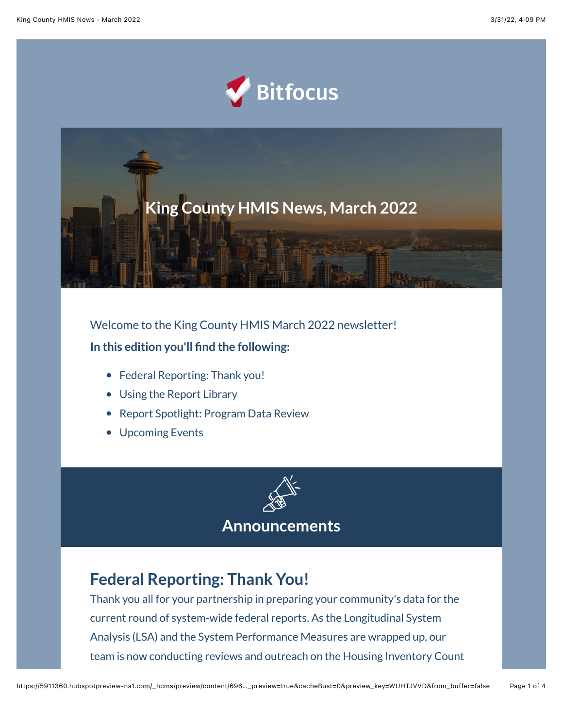Bitfocus

# King County HMIS News, March 2022

Welcome to the King County HMIS March 2022 newsletter!

**In this edition you'll find the following:**

- Federal Reporting: Thank you!
- Using the Report Library
- Report Spotlight: Program Data Review
- Upcoming Events

## Announcements

### Federal Reporting: Thank You!

Thank you all for your partnership in preparing your community's data for the current round of system-wide federal reports. As the Longitudinal System Analysis (LSA) and the System Performance Measures are wrapped up, our team is now conducting reviews and outreach on the Housing Inventory Count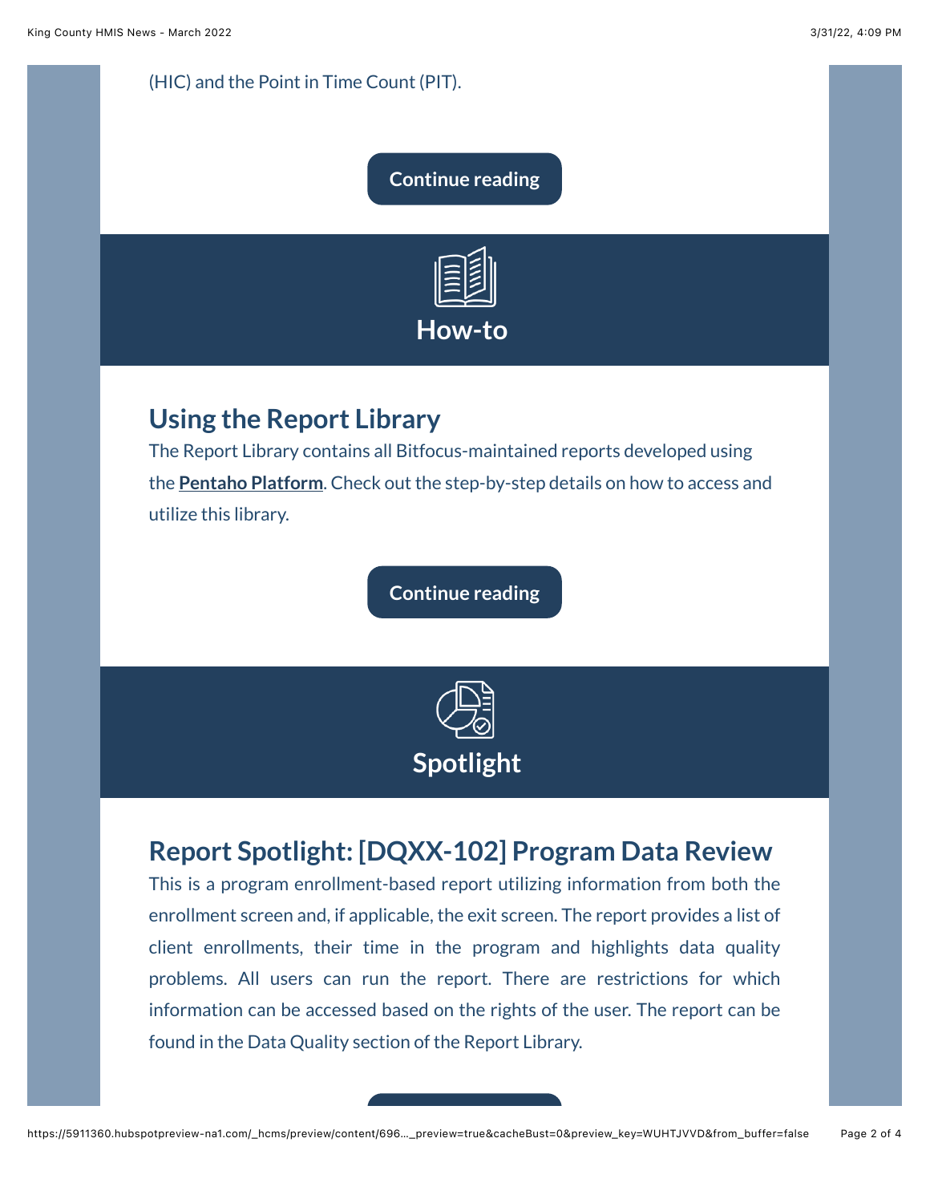(HIC) and the Point in Time Count (PIT).

Continue reading

## How-to

### Using the Report Library

The Report Library contains all Bitfocus-maintained reports developed using the **Pentaho Platform**. Check out the step-by-step details on how to access and utilize this library.

Continue reading

## Spotlight

### Report Spotlight: [DQXX-102] Program Data Review

This is a program enrollment-based report utilizing information from both the enrollment screen and, if applicable, the exit screen. The report provides a list of client enrollments, their time in the program and highlights data quality problems. All users can run the report. There are restrictions for which information can be accessed based on the rights of the user. The report can be found in the Data Quality section of the Report Library.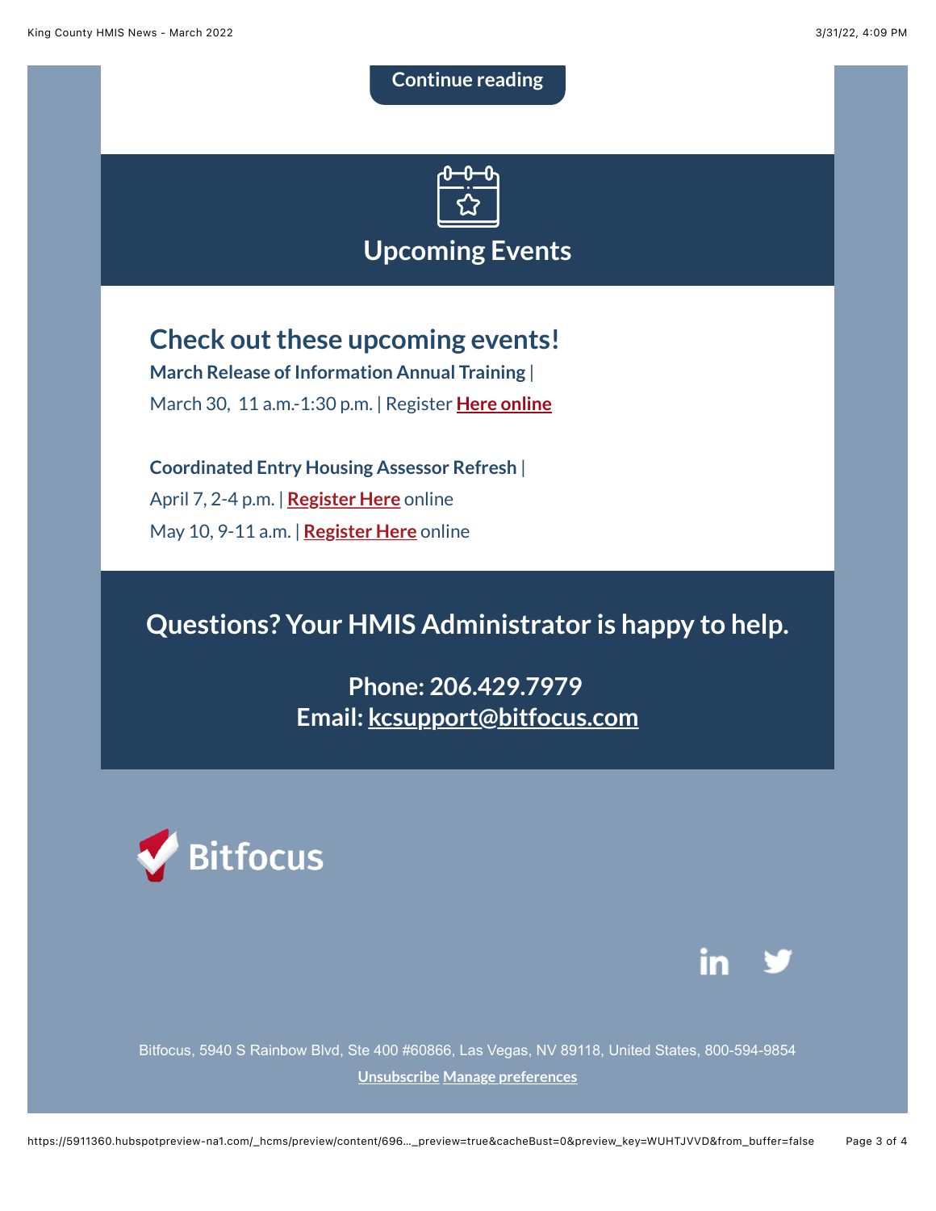Continue reading

## Upcoming Events

### Check out these upcoming events!

**March Release of Information Annual Training** |
March 30, 11 a.m.-1:30 p.m. | Register **Here online**

**Coordinated Entry Housing Assessor Refresh** |
April 7, 2-4 p.m. | **Register Here** online
May 10, 9-11 a.m. | **Register Here** online

## Questions? Your HMIS Administrator is happy to help.

**Phone: 206.429.7979**
**Email: kcsupport@bitfocus.com**

Bitfocus

Bitfocus, 5940 S Rainbow Blvd, Ste 400 #60866, Las Vegas, NV 89118, United States, 800-594-9854

Unsubscribe Manage preferences